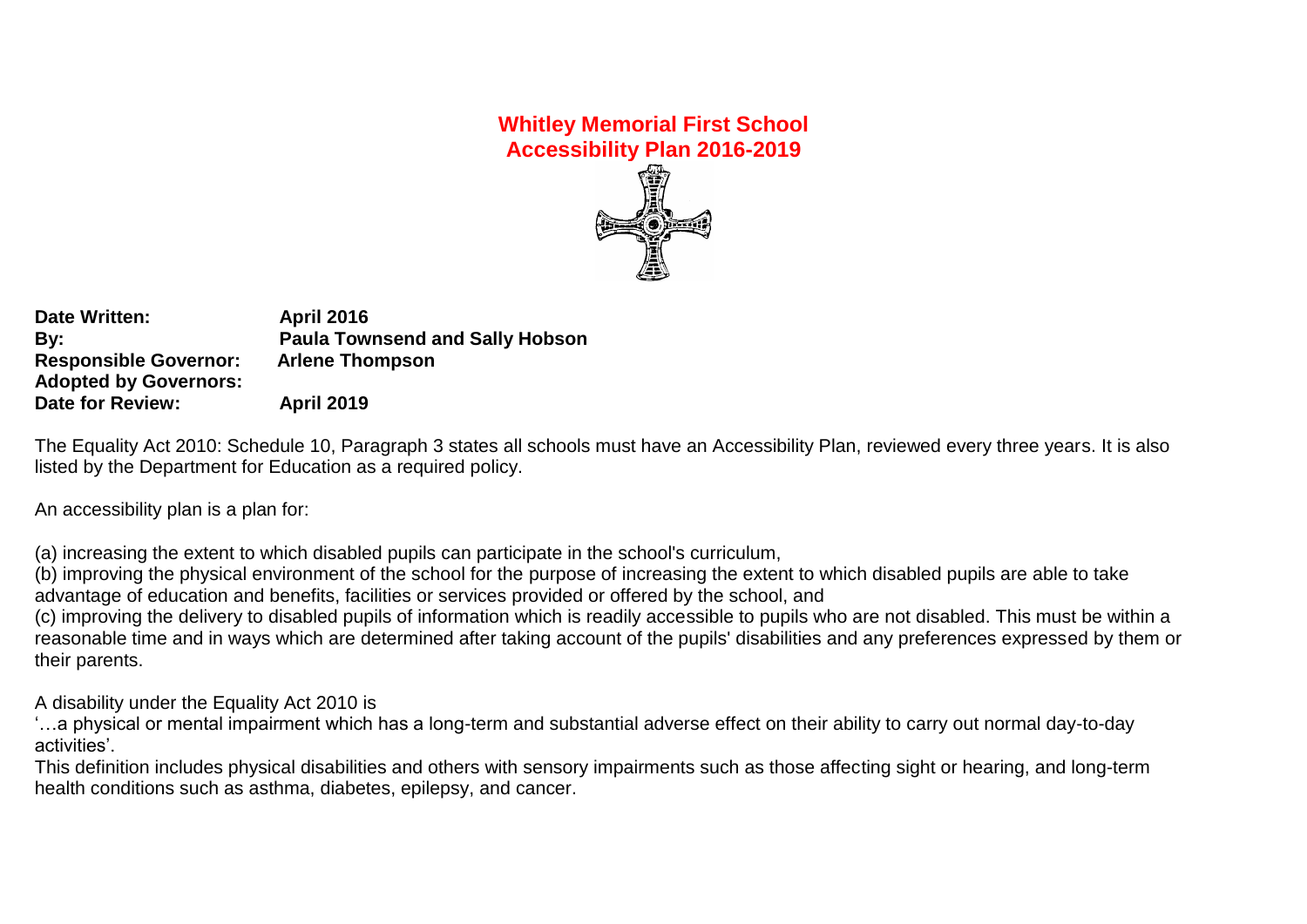# Whitley Memorial First School
## Accessibility Plan 2016-2019

**Date Written:** April 2016
**By:** Paula Townsend and Sally Hobson
**Responsible Governor:** Arlene Thompson
**Adopted by Governors:**
**Date for Review:** April 2019

The Equality Act 2010: Schedule 10, Paragraph 3 states all schools must have an Accessibility Plan, reviewed every three years. It is also listed by the Department for Education as a required policy.

An accessibility plan is a plan for:

(a) increasing the extent to which disabled pupils can participate in the school's curriculum,
(b) improving the physical environment of the school for the purpose of increasing the extent to which disabled pupils are able to take advantage of education and benefits, facilities or services provided or offered by the school, and
(c) improving the delivery to disabled pupils of information which is readily accessible to pupils who are not disabled. This must be within a reasonable time and in ways which are determined after taking account of the pupils' disabilities and any preferences expressed by them or their parents.

A disability under the Equality Act 2010 is
'…a physical or mental impairment which has a long-term and substantial adverse effect on their ability to carry out normal day-to-day activities'.
This definition includes physical disabilities and others with sensory impairments such as those affecting sight or hearing, and long-term health conditions such as asthma, diabetes, epilepsy, and cancer.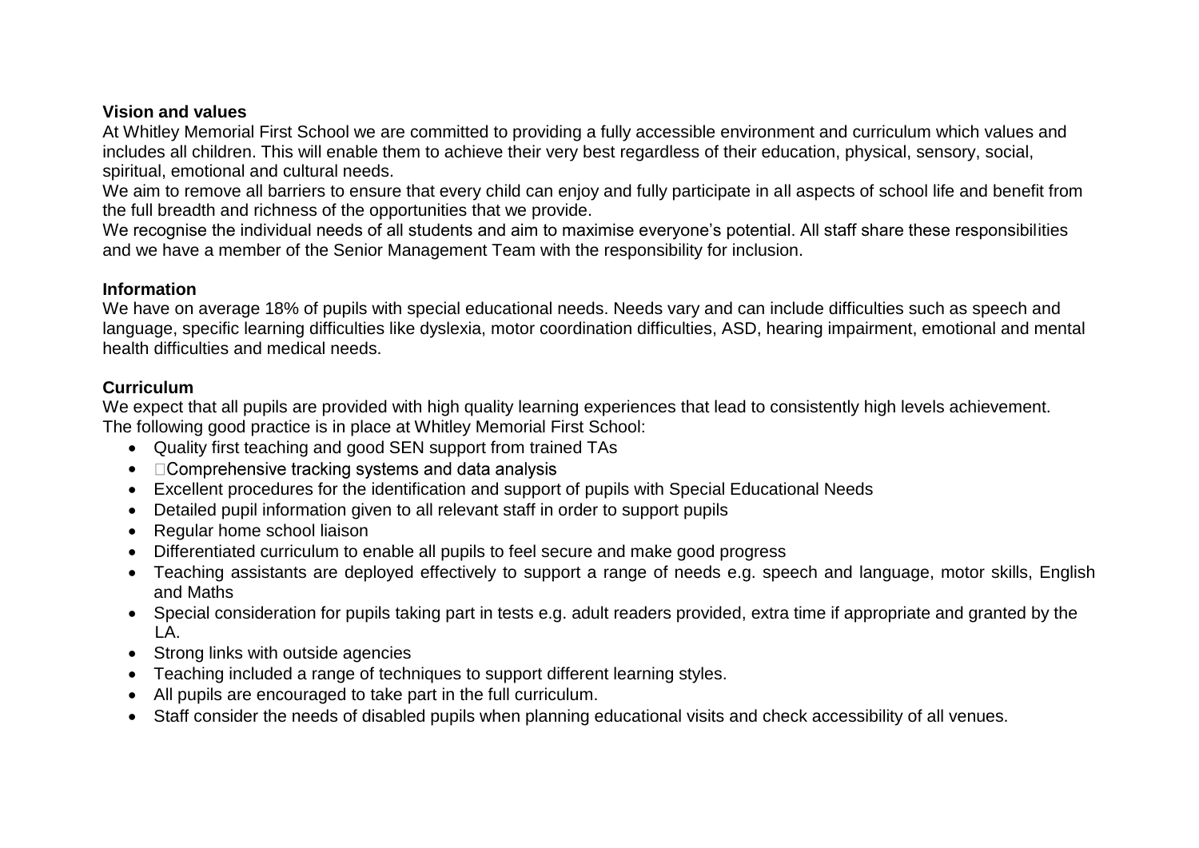**Vision and values**

At Whitley Memorial First School we are committed to providing a fully accessible environment and curriculum which values and includes all children. This will enable them to achieve their very best regardless of their education, physical, sensory, social, spiritual, emotional and cultural needs.

We aim to remove all barriers to ensure that every child can enjoy and fully participate in all aspects of school life and benefit from the full breadth and richness of the opportunities that we provide.

We recognise the individual needs of all students and aim to maximise everyone's potential. All staff share these responsibilities and we have a member of the Senior Management Team with the responsibility for inclusion.

**Information**

We have on average 18% of pupils with special educational needs. Needs vary and can include difficulties such as speech and language, specific learning difficulties like dyslexia, motor coordination difficulties, ASD, hearing impairment, emotional and mental health difficulties and medical needs.

**Curriculum**

We expect that all pupils are provided with high quality learning experiences that lead to consistently high levels achievement. The following good practice is in place at Whitley Memorial First School:

- Quality first teaching and good SEN support from trained TAs
- Comprehensive tracking systems and data analysis
- Excellent procedures for the identification and support of pupils with Special Educational Needs
- Detailed pupil information given to all relevant staff in order to support pupils
- Regular home school liaison
- Differentiated curriculum to enable all pupils to feel secure and make good progress
- Teaching assistants are deployed effectively to support a range of needs e.g. speech and language, motor skills, English and Maths
- Special consideration for pupils taking part in tests e.g. adult readers provided, extra time if appropriate and granted by the LA.
- Strong links with outside agencies
- Teaching included a range of techniques to support different learning styles.
- All pupils are encouraged to take part in the full curriculum.
- Staff consider the needs of disabled pupils when planning educational visits and check accessibility of all venues.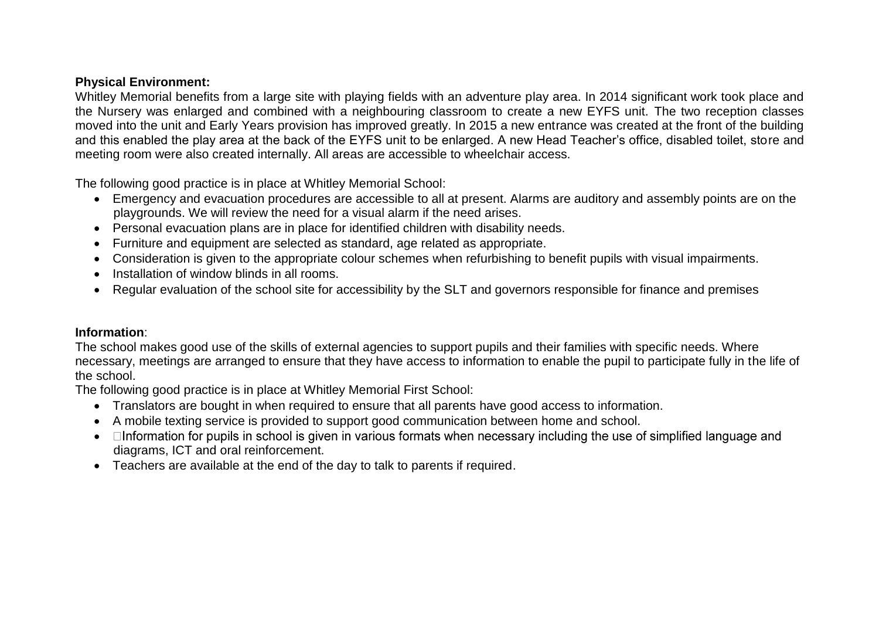**Physical Environment:**

Whitley Memorial benefits from a large site with playing fields with an adventure play area. In 2014 significant work took place and the Nursery was enlarged and combined with a neighbouring classroom to create a new EYFS unit. The two reception classes moved into the unit and Early Years provision has improved greatly. In 2015 a new entrance was created at the front of the building and this enabled the play area at the back of the EYFS unit to be enlarged. A new Head Teacher's office, disabled toilet, store and meeting room were also created internally. All areas are accessible to wheelchair access.

The following good practice is in place at Whitley Memorial School:

- Emergency and evacuation procedures are accessible to all at present. Alarms are auditory and assembly points are on the playgrounds. We will review the need for a visual alarm if the need arises.
- Personal evacuation plans are in place for identified children with disability needs.
- Furniture and equipment are selected as standard, age related as appropriate.
- Consideration is given to the appropriate colour schemes when refurbishing to benefit pupils with visual impairments.
- Installation of window blinds in all rooms.
- Regular evaluation of the school site for accessibility by the SLT and governors responsible for finance and premises

**Information**:

The school makes good use of the skills of external agencies to support pupils and their families with specific needs. Where necessary, meetings are arranged to ensure that they have access to information to enable the pupil to participate fully in the life of the school.

The following good practice is in place at Whitley Memorial First School:

- Translators are bought in when required to ensure that all parents have good access to information.
- A mobile texting service is provided to support good communication between home and school.
- Information for pupils in school is given in various formats when necessary including the use of simplified language and diagrams, ICT and oral reinforcement.
- Teachers are available at the end of the day to talk to parents if required.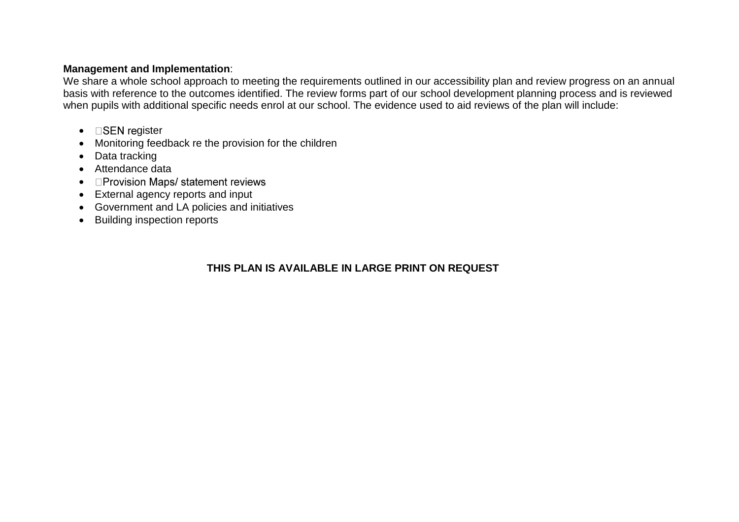**Management and Implementation**:
We share a whole school approach to meeting the requirements outlined in our accessibility plan and review progress on an annual basis with reference to the outcomes identified. The review forms part of our school development planning process and is reviewed when pupils with additional specific needs enrol at our school. The evidence used to aid reviews of the plan will include:

- SEN register
- Monitoring feedback re the provision for the children
- Data tracking
- Attendance data
- Provision Maps/ statement reviews
- External agency reports and input
- Government and LA policies and initiatives
- Building inspection reports

**THIS PLAN IS AVAILABLE IN LARGE PRINT ON REQUEST**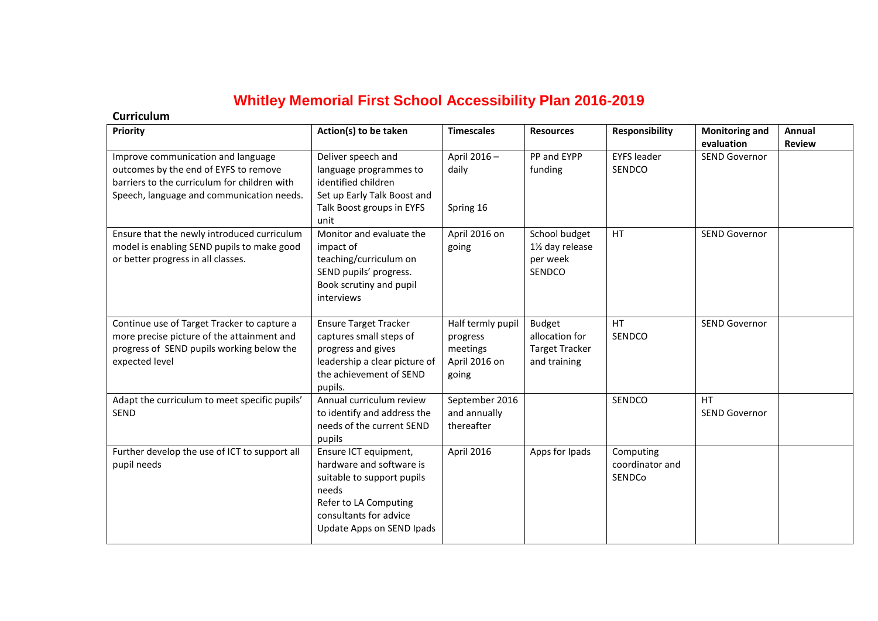# Whitley Memorial First School Accessibility Plan 2016-2019

## Curriculum

| Priority | Action(s) to be taken | Timescales | Resources | Responsibility | Monitoring and evaluation | Annual Review |
|---|---|---|---|---|---|---|
| Improve communication and language outcomes by the end of EYFS to remove barriers to the curriculum for children with Speech, language and communication needs. | Deliver speech and language programmes to identified children<br>Set up Early Talk Boost and Talk Boost groups in EYFS unit | April 2016 – daily<br><br>Spring 16 | PP and EYPP funding | EYFS leader<br>SENDCO | SEND Governor | |
| Ensure that the newly introduced curriculum model is enabling SEND pupils to make good or better progress in all classes. | Monitor and evaluate the impact of teaching/curriculum on SEND pupils' progress. Book scrutiny and pupil interviews | April 2016 on going | School budget 1½ day release per week SENDCO | HT | SEND Governor | |
| Continue use of Target Tracker to capture a more precise picture of the attainment and progress of SEND pupils working below the expected level | Ensure Target Tracker captures small steps of progress and gives leadership a clear picture of the achievement of SEND pupils. | Half termly pupil progress meetings April 2016 on going | Budget allocation for Target Tracker and training | HT<br>SENDCO | SEND Governor | |
| Adapt the curriculum to meet specific pupils' SEND | Annual curriculum review to identify and address the needs of the current SEND pupils | September 2016 and annually thereafter | | SENDCO | HT<br>SEND Governor | |
| Further develop the use of ICT to support all pupil needs | Ensure ICT equipment, hardware and software is suitable to support pupils needs<br>Refer to LA Computing consultants for advice<br>Update Apps on SEND Ipads | April 2016 | Apps for Ipads | Computing coordinator and SENDCo | | |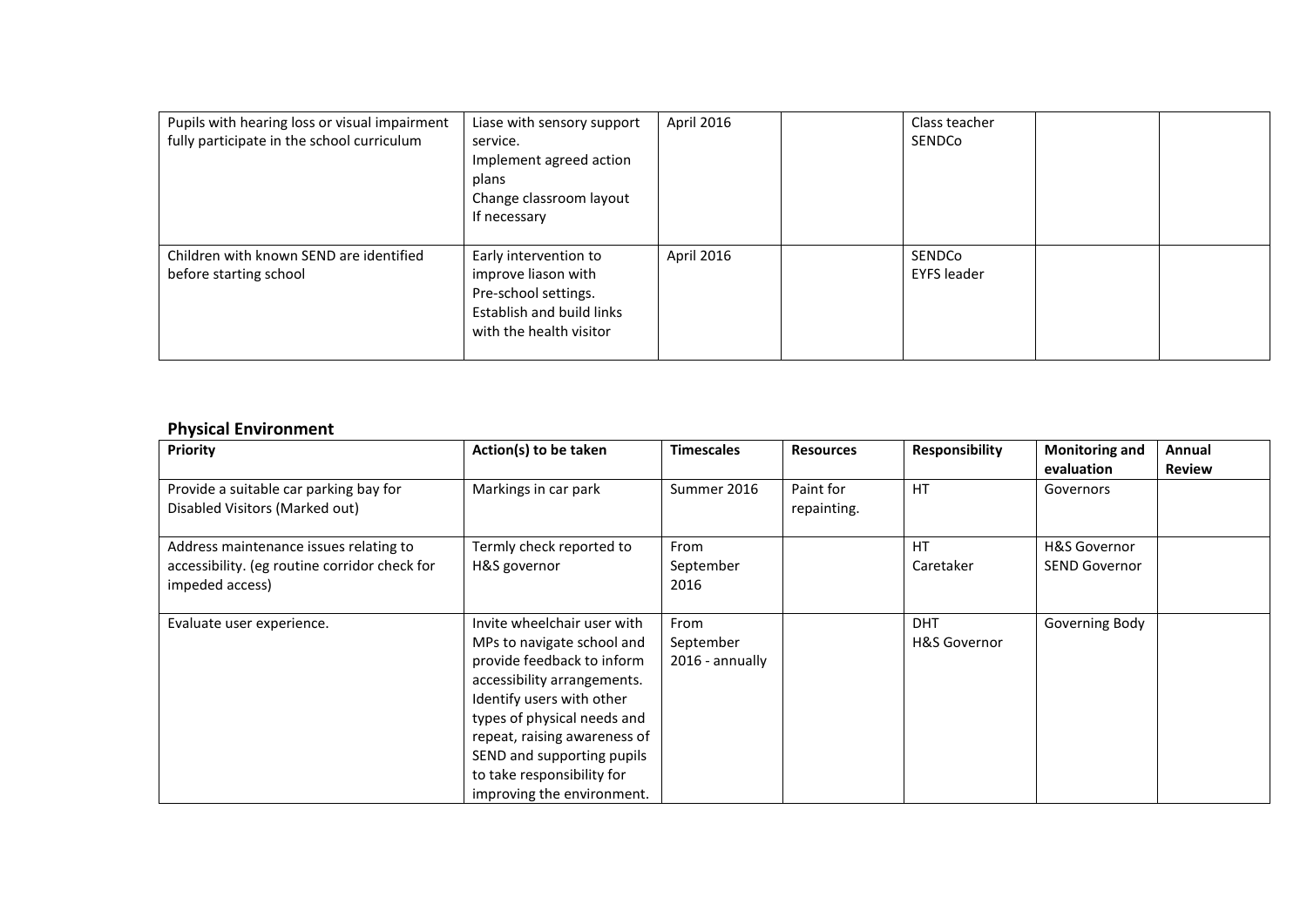| | | | | | | |
|---|---|---|---|---|---|---|
| Pupils with hearing loss or visual impairment fully participate in the school curriculum | Liase with sensory support service. Implement agreed action plans Change classroom layout If necessary | April 2016 | | Class teacher SENDCo | | |
| Children with known SEND are identified before starting school | Early intervention to improve liason with Pre-school settings. Establish and build links with the health visitor | April 2016 | | SENDCo EYFS leader | | |

**Physical Environment**

| Priority | Action(s) to be taken | Timescales | Resources | Responsibility | Monitoring and evaluation | Annual Review |
|---|---|---|---|---|---|---|
| Provide a suitable car parking bay for Disabled Visitors (Marked out) | Markings in car park | Summer 2016 | Paint for repainting. | HT | Governors | |
| Address maintenance issues relating to accessibility. (eg routine corridor check for impeded access) | Termly check reported to H&S governor | From September 2016 | | HT Caretaker | H&S Governor SEND Governor | |
| Evaluate user experience. | Invite wheelchair user with MPs to navigate school and provide feedback to inform accessibility arrangements. Identify users with other types of physical needs and repeat, raising awareness of SEND and supporting pupils to take responsibility for improving the environment. | From September 2016 - annually | | DHT H&S Governor | Governing Body | |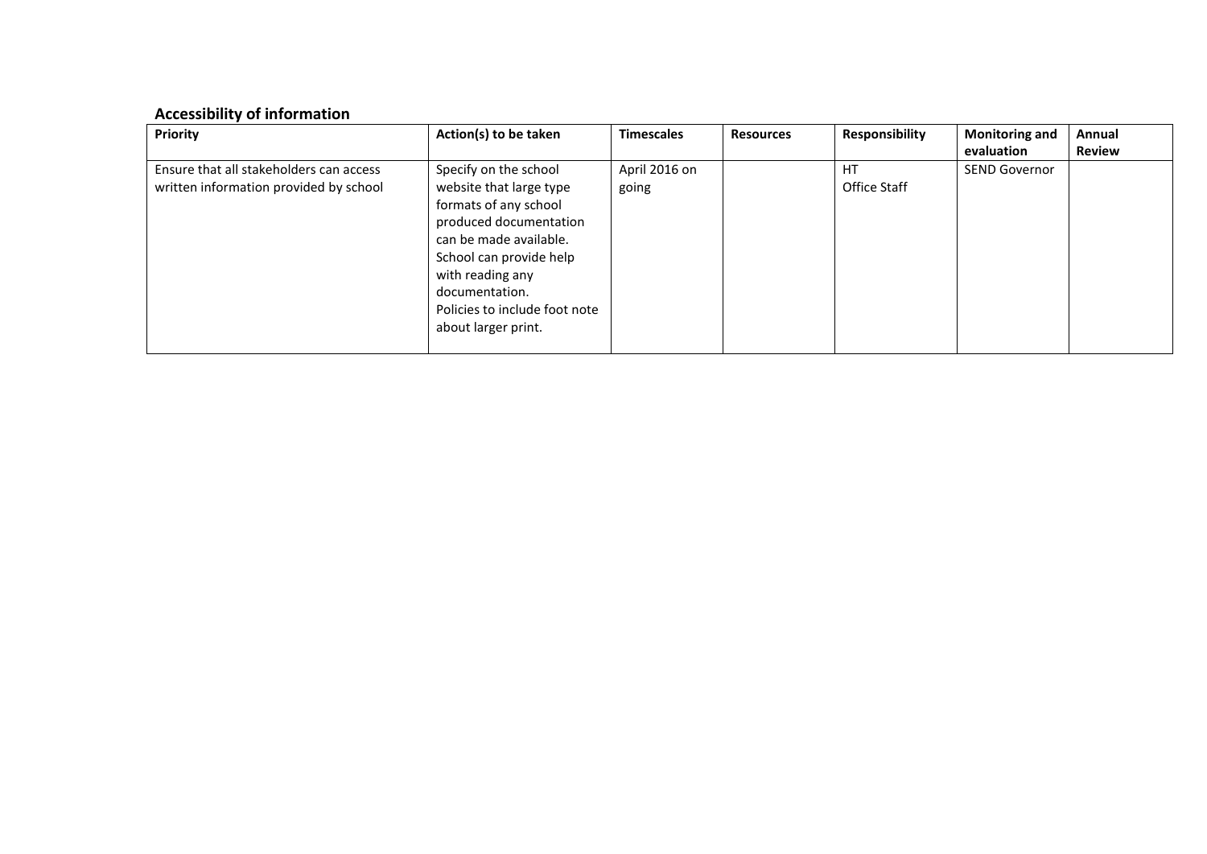## Accessibility of information

| Priority | Action(s) to be taken | Timescales | Resources | Responsibility | Monitoring and evaluation | Annual Review |
|---|---|---|---|---|---|---|
| Ensure that all stakeholders can access written information provided by school | Specify on the school website that large type formats of any school produced documentation can be made available. School can provide help with reading any documentation. Policies to include foot note about larger print. | April 2016 on going | | HT Office Staff | SEND Governor | |